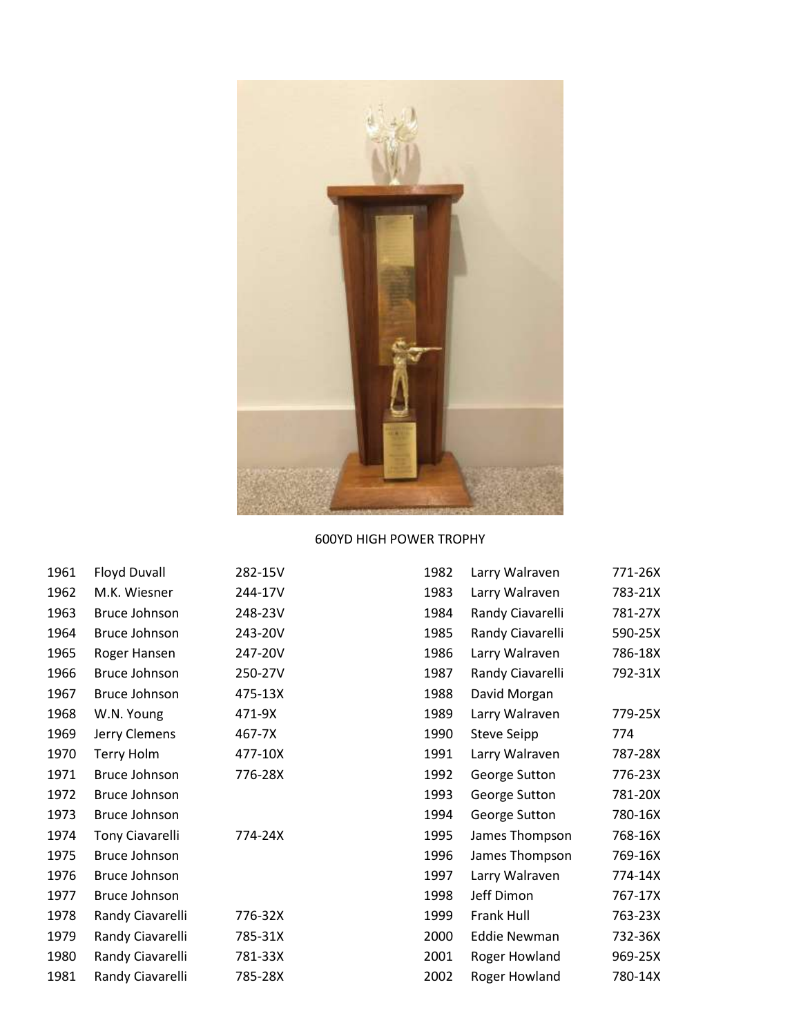600YD HIGH POWER TROPHY

| Year | Name | Score |
|---|---|---|
| 1961 | Floyd Duvall | 282-15V |
| 1962 | M.K. Wiesner | 244-17V |
| 1963 | Bruce Johnson | 248-23V |
| 1964 | Bruce Johnson | 243-20V |
| 1965 | Roger Hansen | 247-20V |
| 1966 | Bruce Johnson | 250-27V |
| 1967 | Bruce Johnson | 475-13X |
| 1968 | W.N. Young | 471-9X |
| 1969 | Jerry Clemens | 467-7X |
| 1970 | Terry Holm | 477-10X |
| 1971 | Bruce Johnson | 776-28X |
| 1972 | Bruce Johnson | |
| 1973 | Bruce Johnson | |
| 1974 | Tony Ciavarelli | 774-24X |
| 1975 | Bruce Johnson | |
| 1976 | Bruce Johnson | |
| 1977 | Bruce Johnson | |
| 1978 | Randy Ciavarelli | 776-32X |
| 1979 | Randy Ciavarelli | 785-31X |
| 1980 | Randy Ciavarelli | 781-33X |
| 1981 | Randy Ciavarelli | 785-28X |
| 1982 | Larry Walraven | 771-26X |
| 1983 | Larry Walraven | 783-21X |
| 1984 | Randy Ciavarelli | 781-27X |
| 1985 | Randy Ciavarelli | 590-25X |
| 1986 | Larry Walraven | 786-18X |
| 1987 | Randy Ciavarelli | 792-31X |
| 1988 | David Morgan | |
| 1989 | Larry Walraven | 779-25X |
| 1990 | Steve Seipp | 774 |
| 1991 | Larry Walraven | 787-28X |
| 1992 | George Sutton | 776-23X |
| 1993 | George Sutton | 781-20X |
| 1994 | George Sutton | 780-16X |
| 1995 | James Thompson | 768-16X |
| 1996 | James Thompson | 769-16X |
| 1997 | Larry Walraven | 774-14X |
| 1998 | Jeff Dimon | 767-17X |
| 1999 | Frank Hull | 763-23X |
| 2000 | Eddie Newman | 732-36X |
| 2001 | Roger Howland | 969-25X |
| 2002 | Roger Howland | 780-14X |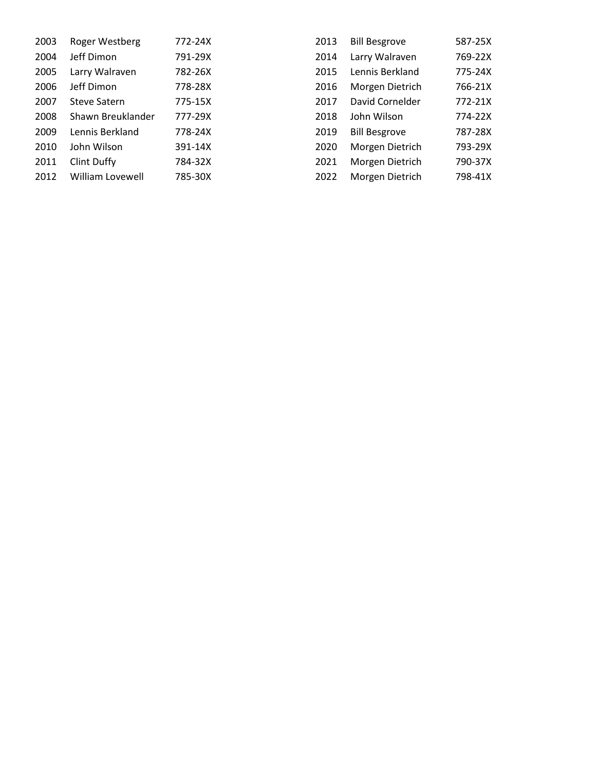| | | |
|---|---|---|
| 2003 | Roger Westberg | 772-24X |
| 2004 | Jeff Dimon | 791-29X |
| 2005 | Larry Walraven | 782-26X |
| 2006 | Jeff Dimon | 778-28X |
| 2007 | Steve Satern | 775-15X |
| 2008 | Shawn Breuklander | 777-29X |
| 2009 | Lennis Berkland | 778-24X |
| 2010 | John Wilson | 391-14X |
| 2011 | Clint Duffy | 784-32X |
| 2012 | William Lovewell | 785-30X |
| 2013 | Bill Besgrove | 587-25X |
| 2014 | Larry Walraven | 769-22X |
| 2015 | Lennis Berkland | 775-24X |
| 2016 | Morgen Dietrich | 766-21X |
| 2017 | David Cornelder | 772-21X |
| 2018 | John Wilson | 774-22X |
| 2019 | Bill Besgrove | 787-28X |
| 2020 | Morgen Dietrich | 793-29X |
| 2021 | Morgen Dietrich | 790-37X |
| 2022 | Morgen Dietrich | 798-41X |